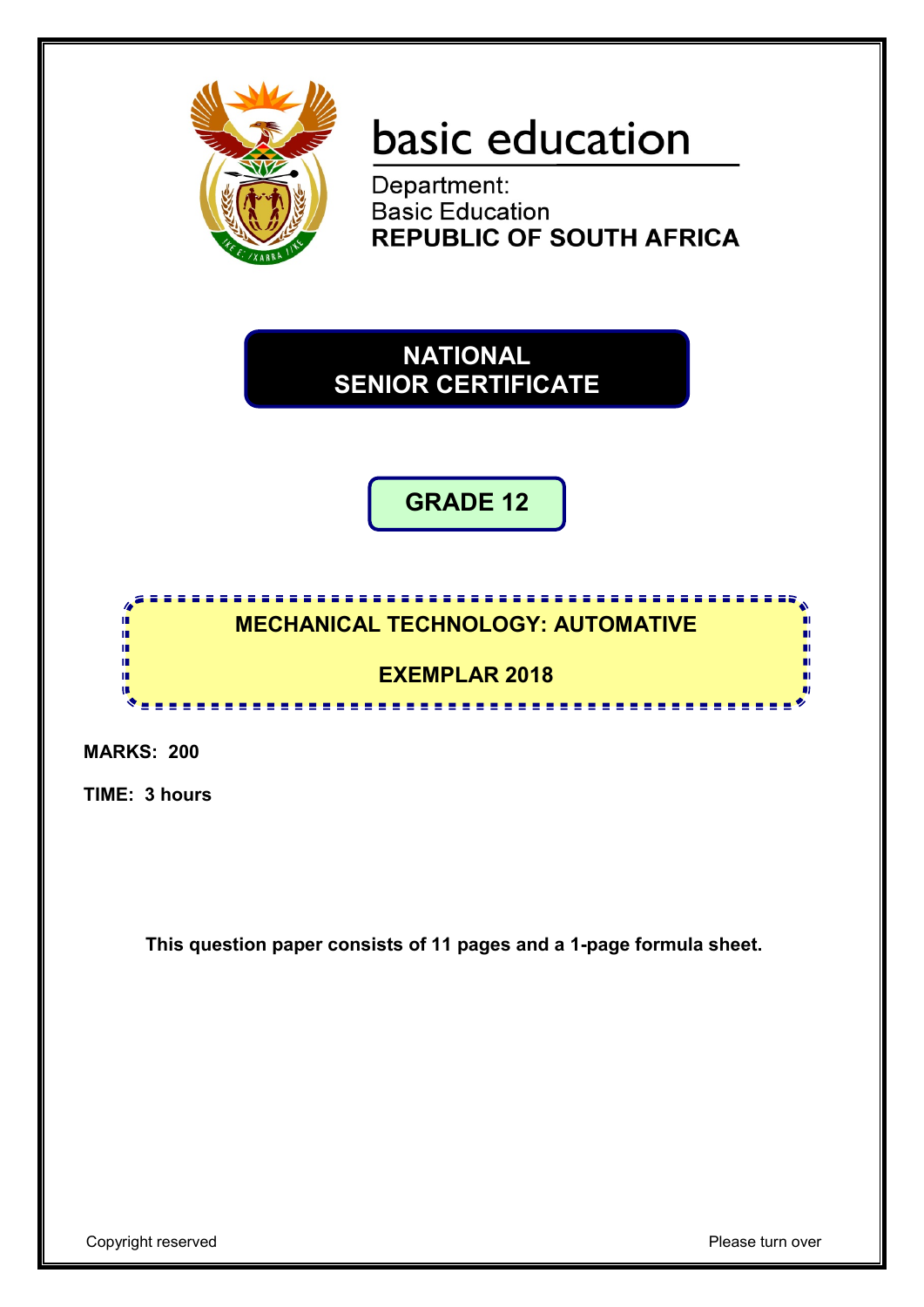basic education

Department:
Basic Education
**REPUBLIC OF SOUTH AFRICA**

# NATIONAL SENIOR CERTIFICATE

## GRADE 12

## MECHANICAL TECHNOLOGY: AUTOMATIVE

## EXEMPLAR 2018

**MARKS: 200**

**TIME: 3 hours**

**This question paper consists of 11 pages and a 1-page formula sheet.**

Copyright reserved

Please turn over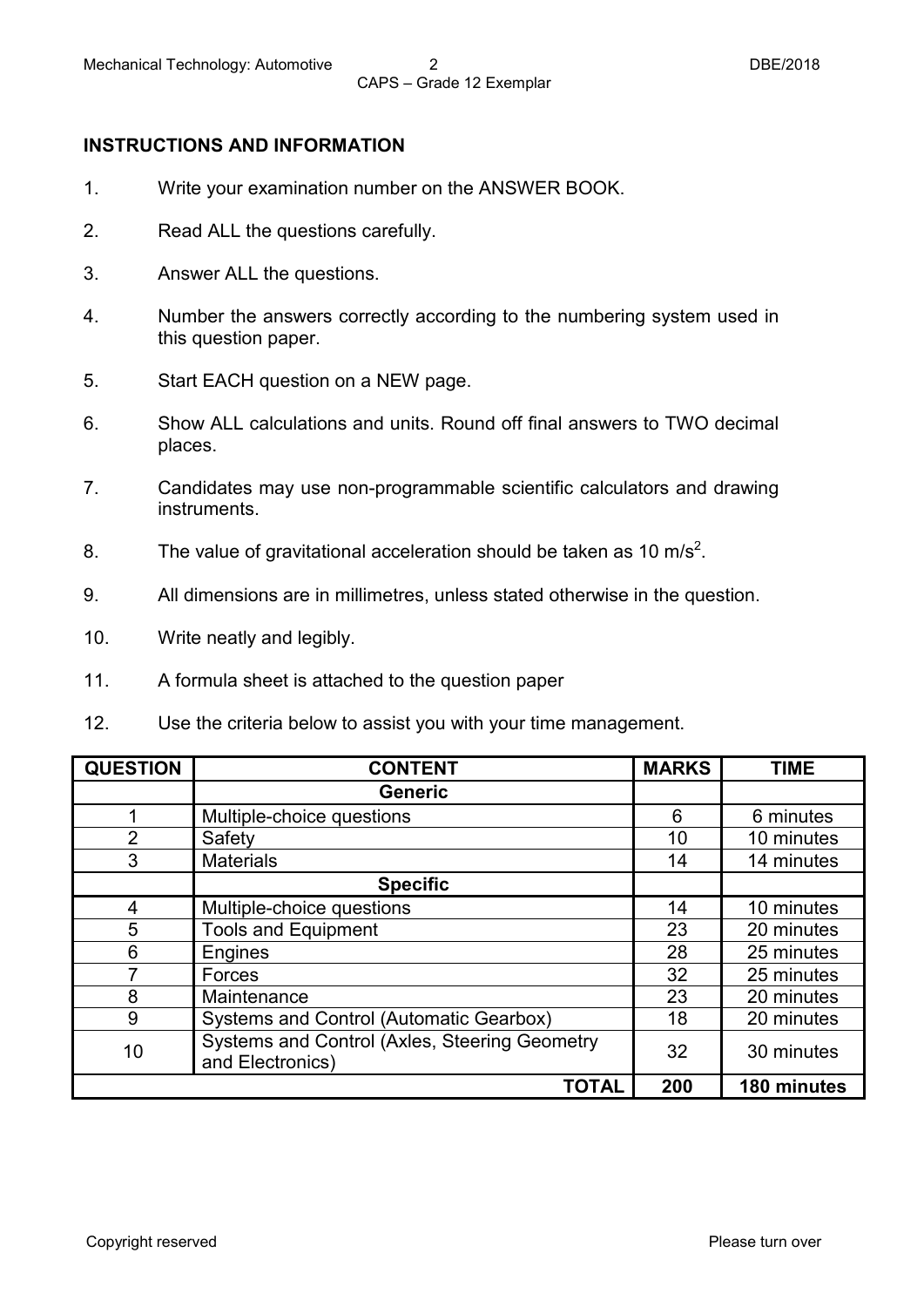## INSTRUCTIONS AND INFORMATION

1. Write your examination number on the ANSWER BOOK.
2. Read ALL the questions carefully.
3. Answer ALL the questions.
4. Number the answers correctly according to the numbering system used in this question paper.
5. Start EACH question on a NEW page.
6. Show ALL calculations and units. Round off final answers to TWO decimal places.
7. Candidates may use non-programmable scientific calculators and drawing instruments.
8. The value of gravitational acceleration should be taken as 10 $m/s^2$.
9. All dimensions are in millimetres, unless stated otherwise in the question.
10. Write neatly and legibly.
11. A formula sheet is attached to the question paper
12. Use the criteria below to assist you with your time management.

| QUESTION | CONTENT | MARKS | TIME |
|---|---|---|---|
| | **Generic** | | |
| 1 | Multiple-choice questions | 6 | 6 minutes |
| 2 | Safety | 10 | 10 minutes |
| 3 | Materials | 14 | 14 minutes |
| | **Specific** | | |
| 4 | Multiple-choice questions | 14 | 10 minutes |
| 5 | Tools and Equipment | 23 | 20 minutes |
| 6 | Engines | 28 | 25 minutes |
| 7 | Forces | 32 | 25 minutes |
| 8 | Maintenance | 23 | 20 minutes |
| 9 | Systems and Control (Automatic Gearbox) | 18 | 20 minutes |
| 10 | Systems and Control (Axles, Steering Geometry and Electronics) | 32 | 30 minutes |
| | **TOTAL** | **200** | **180 minutes** |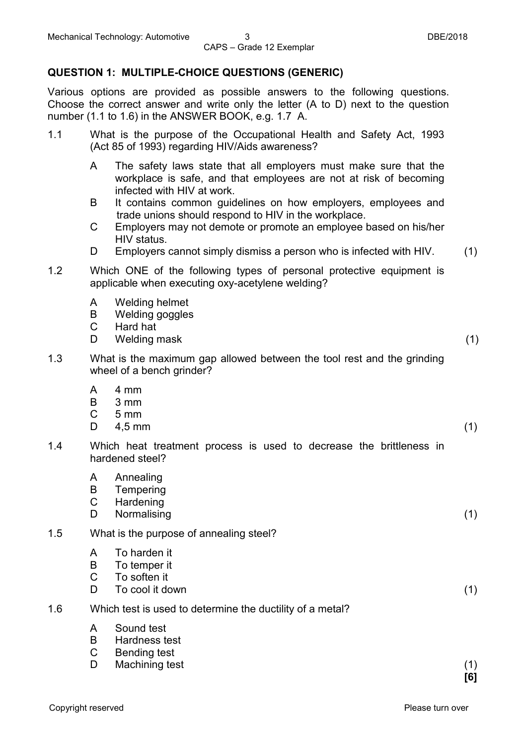## QUESTION 1: MULTIPLE-CHOICE QUESTIONS (GENERIC)

Various options are provided as possible answers to the following questions. Choose the correct answer and write only the letter (A to D) next to the question number (1.1 to 1.6) in the ANSWER BOOK, e.g. 1.7 A.

1.1 What is the purpose of the Occupational Health and Safety Act, 1993 (Act 85 of 1993) regarding HIV/Aids awareness?

- A The safety laws state that all employers must make sure that the workplace is safe, and that employees are not at risk of becoming infected with HIV at work.
- B It contains common guidelines on how employers, employees and trade unions should respond to HIV in the workplace.
- C Employers may not demote or promote an employee based on his/her HIV status.
- D Employers cannot simply dismiss a person who is infected with HIV. (1)

1.2 Which ONE of the following types of personal protective equipment is applicable when executing oxy-acetylene welding?

- A Welding helmet
- B Welding goggles
- C Hard hat
- D Welding mask (1)

1.3 What is the maximum gap allowed between the tool rest and the grinding wheel of a bench grinder?

- A 4 mm
- B 3 mm
- C 5 mm
- D 4,5 mm (1)

1.4 Which heat treatment process is used to decrease the brittleness in hardened steel?

- A Annealing
- B Tempering
- C Hardening
- D Normalising (1)

1.5 What is the purpose of annealing steel?

- A To harden it
- B To temper it
- C To soften it
- D To cool it down (1)

1.6 Which test is used to determine the ductility of a metal?

- A Sound test
- B Hardness test
- C Bending test
- D Machining test (1)

**[6]**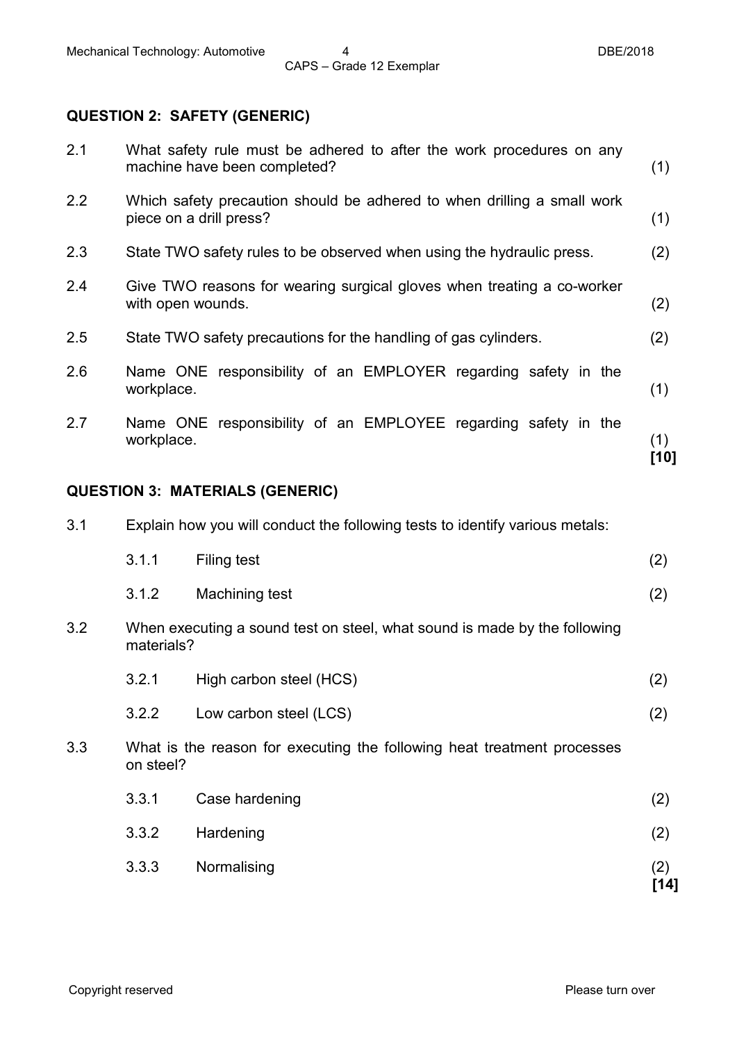## QUESTION 2: SAFETY (GENERIC)

| | | |
|---|---|---|
| 2.1 | What safety rule must be adhered to after the work procedures on any machine have been completed? | (1) |
| 2.2 | Which safety precaution should be adhered to when drilling a small work piece on a drill press? | (1) |
| 2.3 | State TWO safety rules to be observed when using the hydraulic press. | (2) |
| 2.4 | Give TWO reasons for wearing surgical gloves when treating a co-worker with open wounds. | (2) |
| 2.5 | State TWO safety precautions for the handling of gas cylinders. | (2) |
| 2.6 | Name ONE responsibility of an EMPLOYER regarding safety in the workplace. | (1) |
| 2.7 | Name ONE responsibility of an EMPLOYEE regarding safety in the workplace. | (1) **[10]** |

## QUESTION 3: MATERIALS (GENERIC)

3.1 Explain how you will conduct the following tests to identify various metals:

| | | |
|---|---|---|
| 3.1.1 | Filing test | (2) |
| 3.1.2 | Machining test | (2) |

3.2 When executing a sound test on steel, what sound is made by the following materials?

| | | |
|---|---|---|
| 3.2.1 | High carbon steel (HCS) | (2) |
| 3.2.2 | Low carbon steel (LCS) | (2) |

3.3 What is the reason for executing the following heat treatment processes on steel?

| | | |
|---|---|---|
| 3.3.1 | Case hardening | (2) |
| 3.3.2 | Hardening | (2) |
| 3.3.3 | Normalising | (2) **[14]** |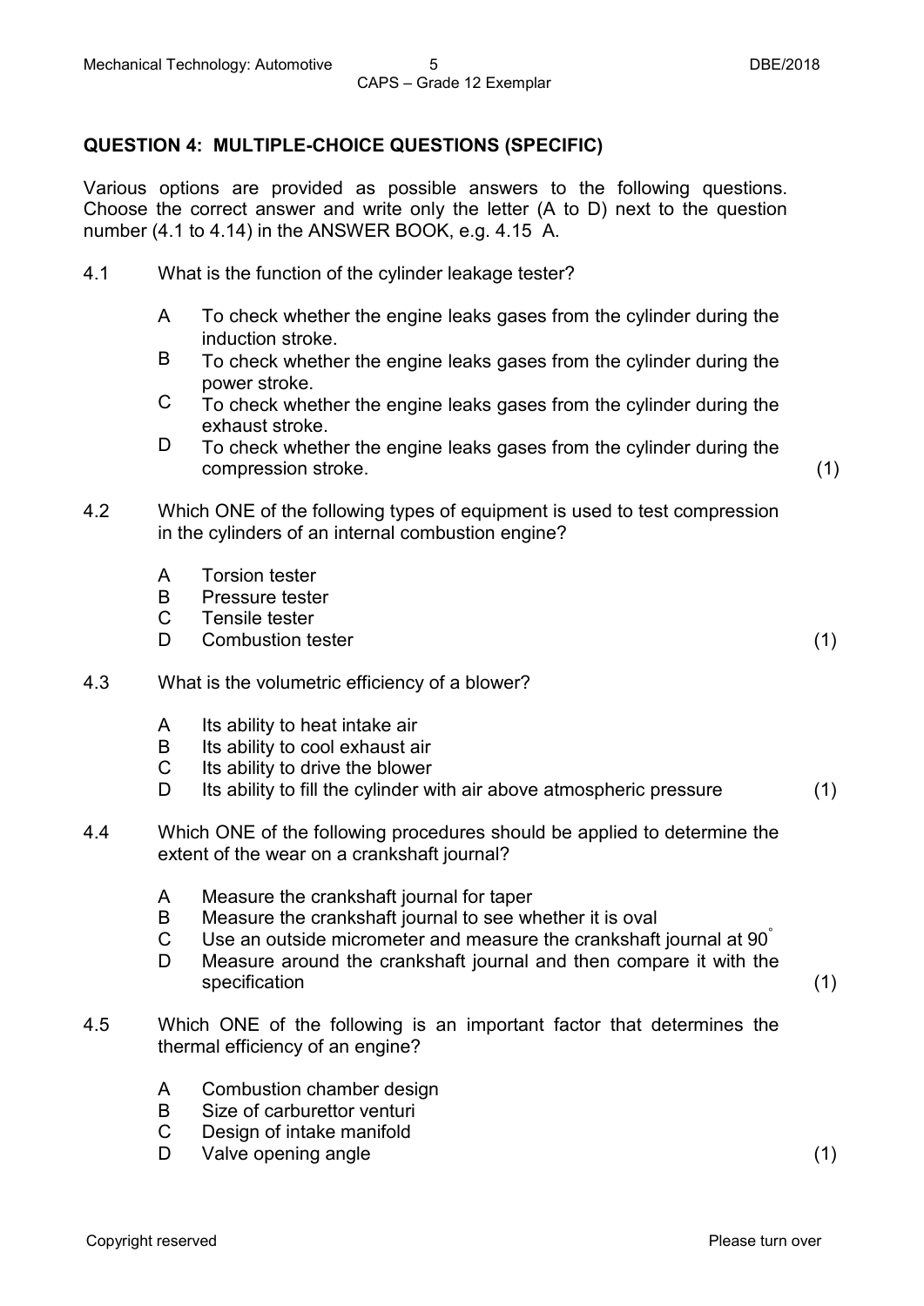## QUESTION 4: MULTIPLE-CHOICE QUESTIONS (SPECIFIC)

Various options are provided as possible answers to the following questions. Choose the correct answer and write only the letter (A to D) next to the question number (4.1 to 4.14) in the ANSWER BOOK, e.g. 4.15 A.

4.1 What is the function of the cylinder leakage tester?

- A To check whether the engine leaks gases from the cylinder during the induction stroke.
- B To check whether the engine leaks gases from the cylinder during the power stroke.
- C To check whether the engine leaks gases from the cylinder during the exhaust stroke.
- D To check whether the engine leaks gases from the cylinder during the compression stroke. (1)

4.2 Which ONE of the following types of equipment is used to test compression in the cylinders of an internal combustion engine?

- A Torsion tester
- B Pressure tester
- C Tensile tester
- D Combustion tester (1)

4.3 What is the volumetric efficiency of a blower?

- A Its ability to heat intake air
- B Its ability to cool exhaust air
- C Its ability to drive the blower
- D Its ability to fill the cylinder with air above atmospheric pressure (1)

4.4 Which ONE of the following procedures should be applied to determine the extent of the wear on a crankshaft journal?

- A Measure the crankshaft journal for taper
- B Measure the crankshaft journal to see whether it is oval
- C Use an outside micrometer and measure the crankshaft journal at 90°
- D Measure around the crankshaft journal and then compare it with the specification (1)

4.5 Which ONE of the following is an important factor that determines the thermal efficiency of an engine?

- A Combustion chamber design
- B Size of carburettor venturi
- C Design of intake manifold
- D Valve opening angle (1)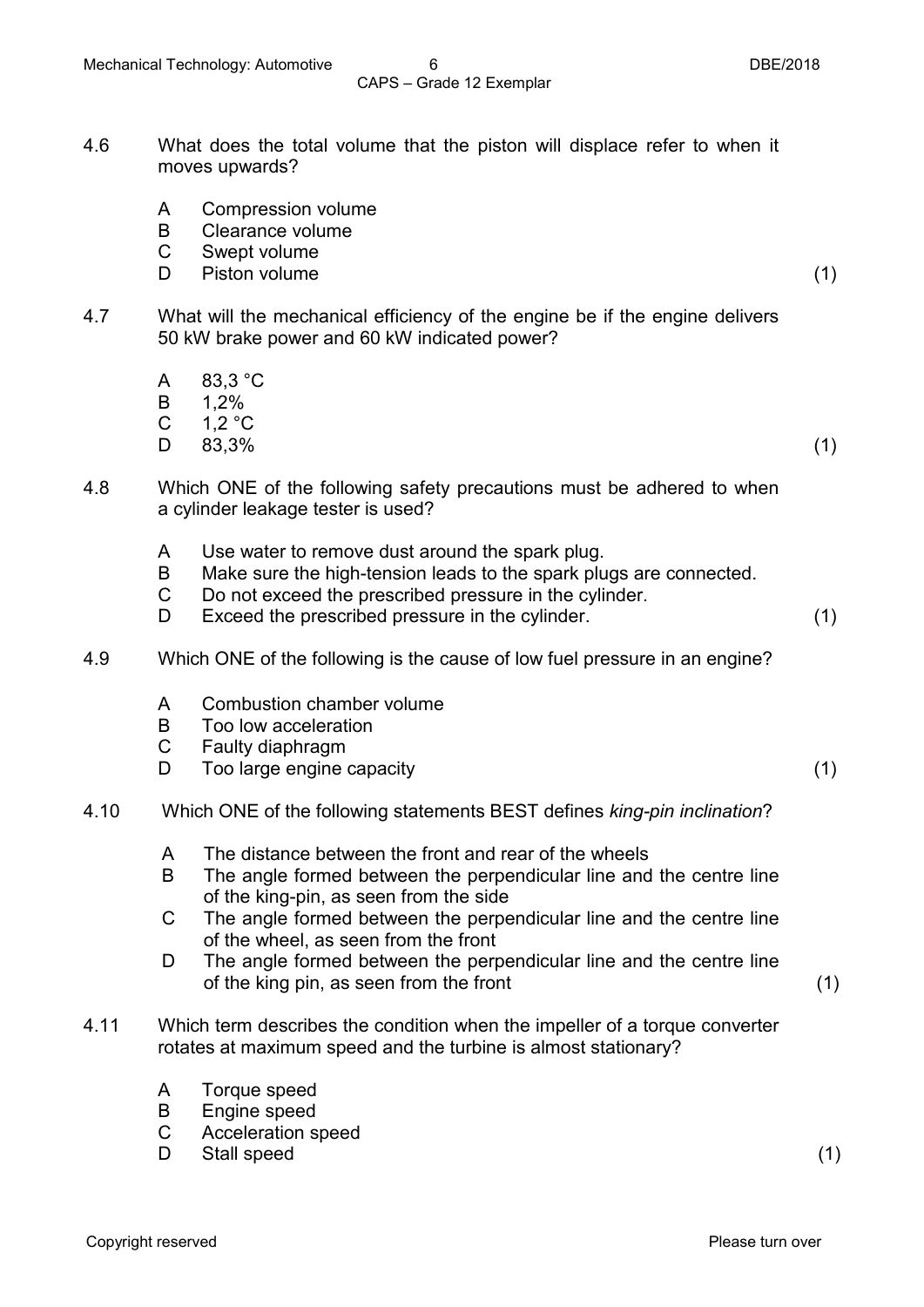4.6 What does the total volume that the piston will displace refer to when it moves upwards?

A Compression volume
B Clearance volume
C Swept volume
D Piston volume (1)

4.7 What will the mechanical efficiency of the engine be if the engine delivers 50 kW brake power and 60 kW indicated power?

A 83,3 °C
B 1,2%
C 1,2 °C
D 83,3% (1)

4.8 Which ONE of the following safety precautions must be adhered to when a cylinder leakage tester is used?

A Use water to remove dust around the spark plug.
B Make sure the high-tension leads to the spark plugs are connected.
C Do not exceed the prescribed pressure in the cylinder.
D Exceed the prescribed pressure in the cylinder. (1)

4.9 Which ONE of the following is the cause of low fuel pressure in an engine?

A Combustion chamber volume
B Too low acceleration
C Faulty diaphragm
D Too large engine capacity (1)

4.10 Which ONE of the following statements BEST defines *king-pin inclination*?

A The distance between the front and rear of the wheels
B The angle formed between the perpendicular line and the centre line of the king-pin, as seen from the side
C The angle formed between the perpendicular line and the centre line of the wheel, as seen from the front
D The angle formed between the perpendicular line and the centre line of the king pin, as seen from the front (1)

4.11 Which term describes the condition when the impeller of a torque converter rotates at maximum speed and the turbine is almost stationary?

A Torque speed
B Engine speed
C Acceleration speed
D Stall speed (1)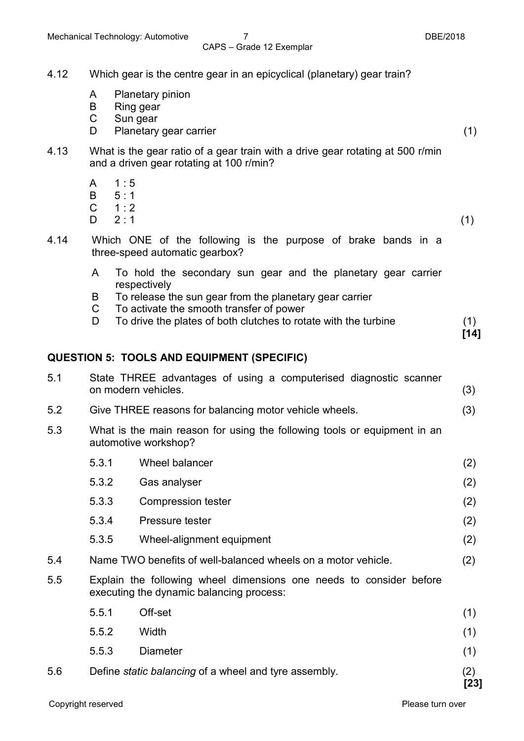4.12 Which gear is the centre gear in an epicyclical (planetary) gear train?

- A Planetary pinion
- B Ring gear
- C Sun gear
- D Planetary gear carrier (1)

4.13 What is the gear ratio of a gear train with a drive gear rotating at 500 r/min and a driven gear rotating at 100 r/min?

- A 1 : 5
- B 5 : 1
- C 1 : 2
- D 2 : 1 (1)

4.14 Which ONE of the following is the purpose of brake bands in a three-speed automatic gearbox?

- A To hold the secondary sun gear and the planetary gear carrier respectively
- B To release the sun gear from the planetary gear carrier
- C To activate the smooth transfer of power
- D To drive the plates of both clutches to rotate with the turbine (1)

**[14]**

## QUESTION 5: TOOLS AND EQUIPMENT (SPECIFIC)

5.1 State THREE advantages of using a computerised diagnostic scanner on modern vehicles. (3)

5.2 Give THREE reasons for balancing motor vehicle wheels. (3)

5.3 What is the main reason for using the following tools or equipment in an automotive workshop?

5.3.1 Wheel balancer (2)

5.3.2 Gas analyser (2)

5.3.3 Compression tester (2)

5.3.4 Pressure tester (2)

5.3.5 Wheel-alignment equipment (2)

5.4 Name TWO benefits of well-balanced wheels on a motor vehicle. (2)

5.5 Explain the following wheel dimensions one needs to consider before executing the dynamic balancing process:

5.5.1 Off-set (1)

5.5.2 Width (1)

5.5.3 Diameter (1)

5.6 Define *static balancing* of a wheel and tyre assembly. (2)

**[23]**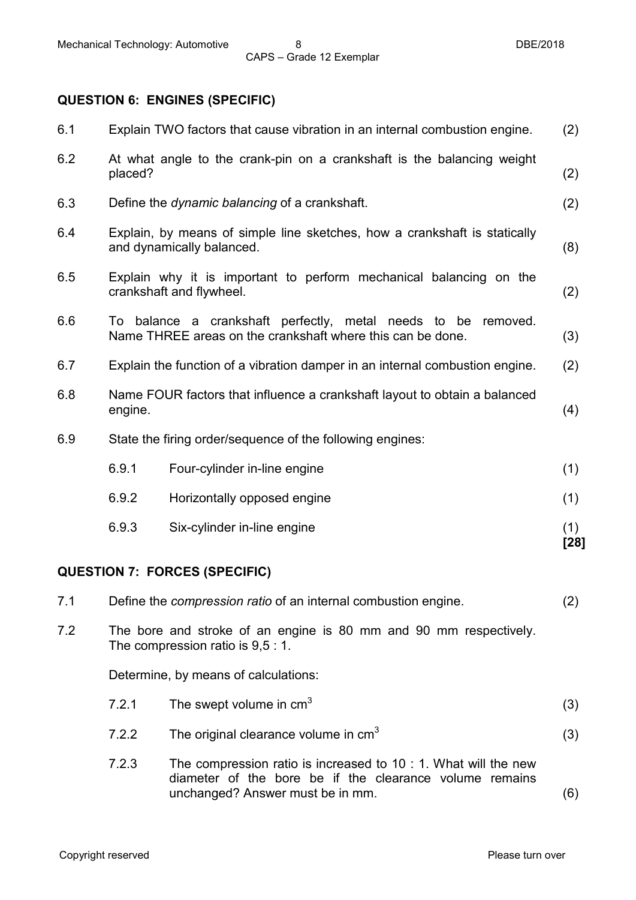## QUESTION 6: ENGINES (SPECIFIC)

| | | | |
|---|---|---|---|
| 6.1 | Explain TWO factors that cause vibration in an internal combustion engine. | | (2) |
| 6.2 | At what angle to the crank-pin on a crankshaft is the balancing weight placed? | | (2) |
| 6.3 | Define the *dynamic balancing* of a crankshaft. | | (2) |
| 6.4 | Explain, by means of simple line sketches, how a crankshaft is statically and dynamically balanced. | | (8) |
| 6.5 | Explain why it is important to perform mechanical balancing on the crankshaft and flywheel. | | (2) |
| 6.6 | To balance a crankshaft perfectly, metal needs to be removed. Name THREE areas on the crankshaft where this can be done. | | (3) |
| 6.7 | Explain the function of a vibration damper in an internal combustion engine. | | (2) |
| 6.8 | Name FOUR factors that influence a crankshaft layout to obtain a balanced engine. | | (4) |
| 6.9 | State the firing order/sequence of the following engines: | | |
| | 6.9.1 | Four-cylinder in-line engine | (1) |
| | 6.9.2 | Horizontally opposed engine | (1) |
| | 6.9.3 | Six-cylinder in-line engine | (1) **[28]** |

## QUESTION 7: FORCES (SPECIFIC)

| | | | |
|---|---|---|---|
| 7.1 | Define the *compression ratio* of an internal combustion engine. | | (2) |
| 7.2 | The bore and stroke of an engine is 80 mm and 90 mm respectively. The compression ratio is 9,5 : 1. Determine, by means of calculations: | | |
| | 7.2.1 | The swept volume in $cm^3$ | (3) |
| | 7.2.2 | The original clearance volume in $cm^3$ | (3) |
| | 7.2.3 | The compression ratio is increased to 10 : 1. What will the new diameter of the bore be if the clearance volume remains unchanged? Answer must be in mm. | (6) |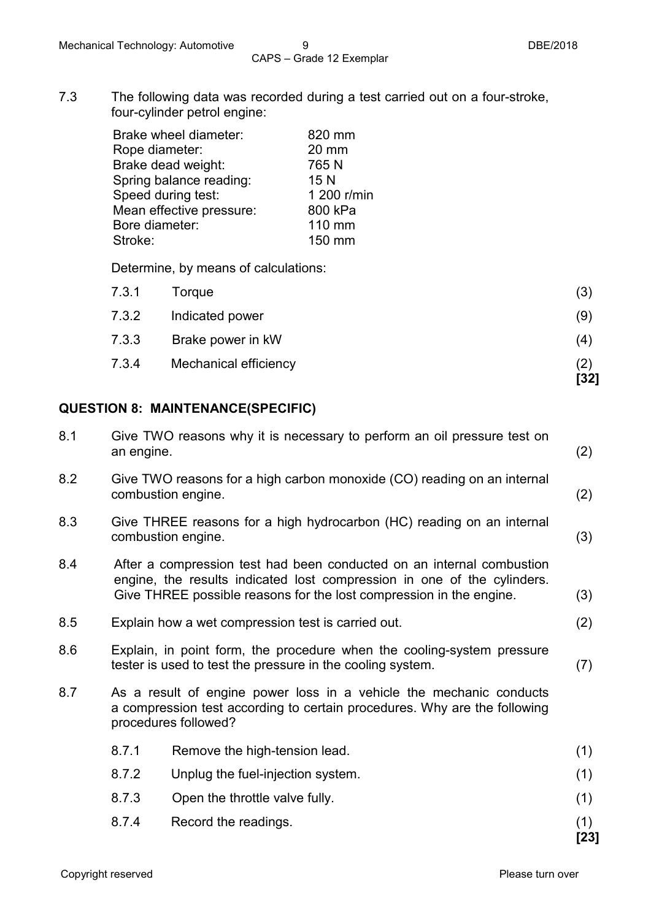7.3 The following data was recorded during a test carried out on a four-stroke, four-cylinder petrol engine:

| | |
|---|---|
| Brake wheel diameter: | 820 mm |
| Rope diameter: | 20 mm |
| Brake dead weight: | 765 N |
| Spring balance reading: | 15 N |
| Speed during test: | 1 200 r/min |
| Mean effective pressure: | 800 kPa |
| Bore diameter: | 110 mm |
| Stroke: | 150 mm |

Determine, by means of calculations:

| | | |
|---|---|---|
| 7.3.1 | Torque | (3) |
| 7.3.2 | Indicated power | (9) |
| 7.3.3 | Brake power in kW | (4) |
| 7.3.4 | Mechanical efficiency | (2) |

**[32]**

## QUESTION 8: MAINTENANCE(SPECIFIC)

8.1 Give TWO reasons why it is necessary to perform an oil pressure test on an engine. (2)

8.2 Give TWO reasons for a high carbon monoxide (CO) reading on an internal combustion engine. (2)

8.3 Give THREE reasons for a high hydrocarbon (HC) reading on an internal combustion engine. (3)

8.4 After a compression test had been conducted on an internal combustion engine, the results indicated lost compression in one of the cylinders. Give THREE possible reasons for the lost compression in the engine. (3)

8.5 Explain how a wet compression test is carried out. (2)

8.6 Explain, in point form, the procedure when the cooling-system pressure tester is used to test the pressure in the cooling system. (7)

8.7 As a result of engine power loss in a vehicle the mechanic conducts a compression test according to certain procedures. Why are the following procedures followed?

| | | |
|---|---|---|
| 8.7.1 | Remove the high-tension lead. | (1) |
| 8.7.2 | Unplug the fuel-injection system. | (1) |
| 8.7.3 | Open the throttle valve fully. | (1) |
| 8.7.4 | Record the readings. | (1) |

**[23]**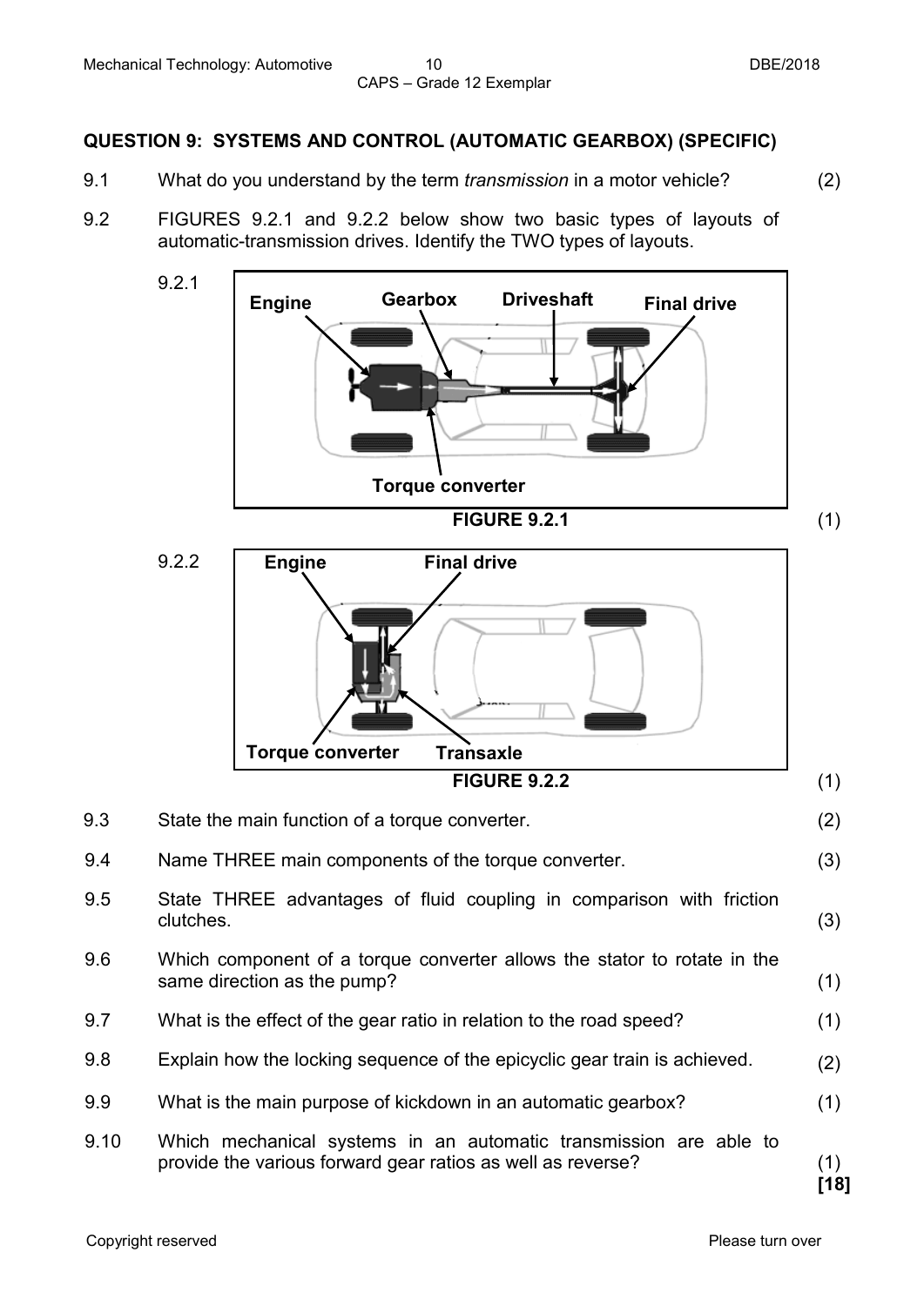## QUESTION 9: SYSTEMS AND CONTROL (AUTOMATIC GEARBOX) (SPECIFIC)

9.1 What do you understand by the term *transmission* in a motor vehicle? (2)

9.2 FIGURES 9.2.1 and 9.2.2 below show two basic types of layouts of automatic-transmission drives. Identify the TWO types of layouts.

9.2.1

Engine
Gearbox
Driveshaft
Final drive
Torque converter

**FIGURE 9.2.1** (1)

9.2.2

Engine
Final drive
Torque converter
Transaxle

**FIGURE 9.2.2** (1)

9.3 State the main function of a torque converter. (2)

9.4 Name THREE main components of the torque converter. (3)

9.5 State THREE advantages of fluid coupling in comparison with friction clutches. (3)

9.6 Which component of a torque converter allows the stator to rotate in the same direction as the pump? (1)

9.7 What is the effect of the gear ratio in relation to the road speed? (1)

9.8 Explain how the locking sequence of the epicyclic gear train is achieved. (2)

9.9 What is the main purpose of kickdown in an automatic gearbox? (1)

9.10 Which mechanical systems in an automatic transmission are able to provide the various forward gear ratios as well as reverse? (1)

**[18]**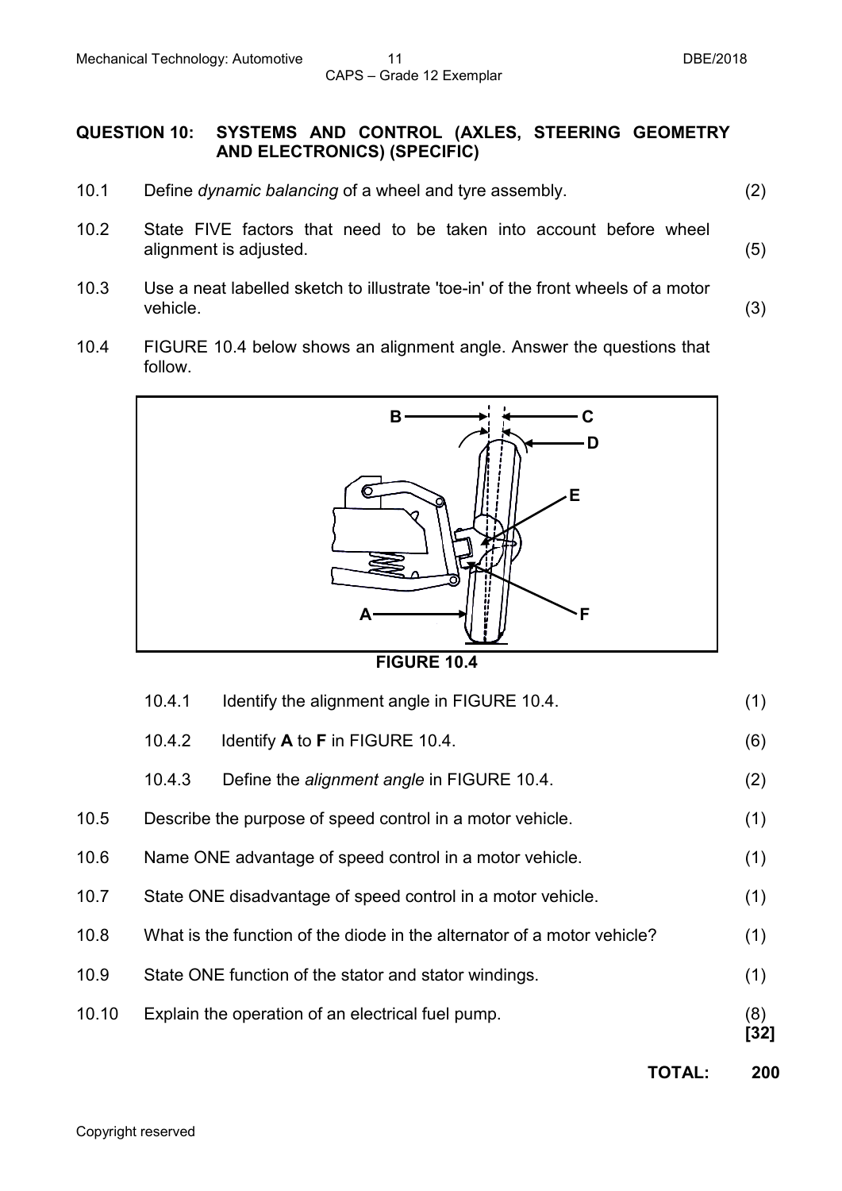## QUESTION 10: SYSTEMS AND CONTROL (AXLES, STEERING GEOMETRY AND ELECTRONICS) (SPECIFIC)

10.1 Define *dynamic balancing* of a wheel and tyre assembly. (2)

10.2 State FIVE factors that need to be taken into account before wheel alignment is adjusted. (5)

10.3 Use a neat labelled sketch to illustrate 'toe-in' of the front wheels of a motor vehicle. (3)

10.4 FIGURE 10.4 below shows an alignment angle. Answer the questions that follow.

B

C

D

E

A

F

**FIGURE 10.4**

10.4.1 Identify the alignment angle in FIGURE 10.4. (1)

10.4.2 Identify **A** to **F** in FIGURE 10.4. (6)

10.4.3 Define the *alignment angle* in FIGURE 10.4. (2)

10.5 Describe the purpose of speed control in a motor vehicle. (1)

10.6 Name ONE advantage of speed control in a motor vehicle. (1)

10.7 State ONE disadvantage of speed control in a motor vehicle. (1)

10.8 What is the function of the diode in the alternator of a motor vehicle? (1)

10.9 State ONE function of the stator and stator windings. (1)

10.10 Explain the operation of an electrical fuel pump. (8)
**[32]**

**TOTAL: 200**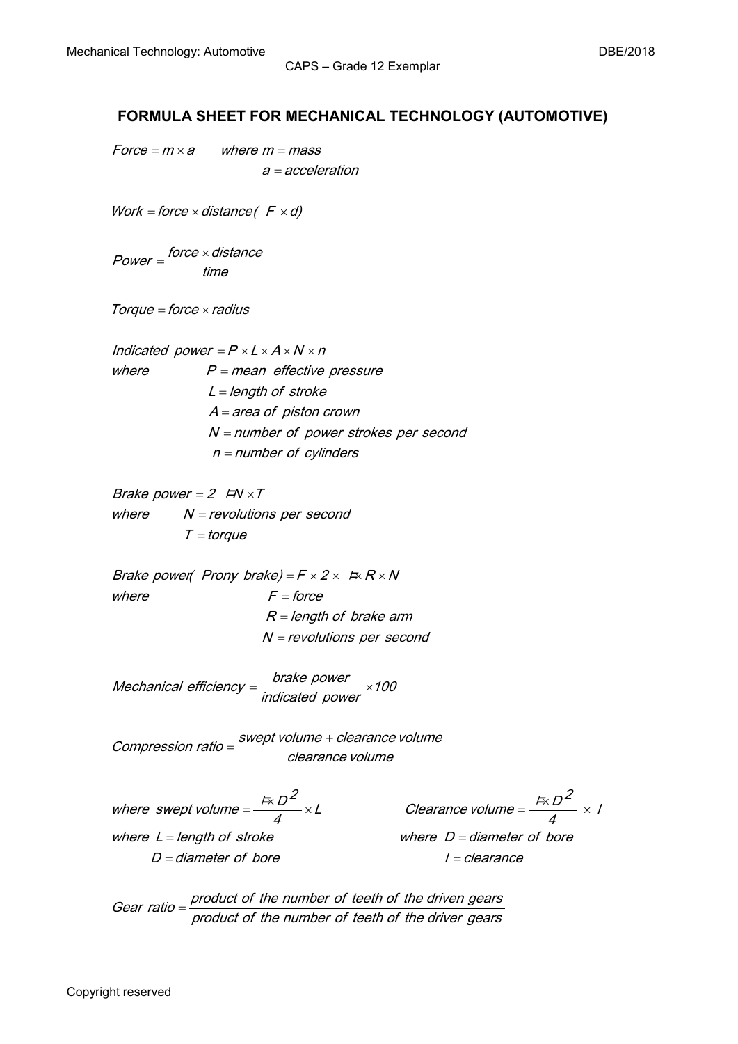## FORMULA SHEET FOR MECHANICAL TECHNOLOGY (AUTOMOTIVE)

$$Force = m \times a \quad \text{where } m = mass$$
$$a = acceleration$$

$$Work = force \times distance\ (F \times d)$$

$$Power = \frac{force \times distance}{time}$$

$$Torque = force \times radius$$

$$Indicated\ power = P \times L \times A \times N \times n$$

where
$P = mean\ effective\ pressure$
$L = length\ of\ stroke$
$A = area\ of\ piston\ crown$
$N = number\ of\ power\ strokes\ per\ second$
$n = number\ of\ cylinders$

$$Brake\ power = 2\pi N \times T$$

where
$N = revolutions\ per\ second$
$T = torque$

$$Brake\ power\ (Prony\ brake) = F \times 2 \times \pi \times R \times N$$

where
$F = force$
$R = length\ of\ brake\ arm$
$N = revolutions\ per\ second$

$$Mechanical\ efficiency = \frac{brake\ power}{indicated\ power} \times 100$$

$$Compression\ ratio = \frac{swept\ volume + clearance\ volume}{clearance\ volume}$$

where $swept\ volume = \frac{\pi \times D^2}{4} \times L$

where $L = length\ of\ stroke$
$D = diameter\ of\ bore$

$Clearance\ volume = \frac{\pi \times D^2}{4} \times l$

where $D = diameter\ of\ bore$
$l = clearance$

$$Gear\ ratio = \frac{product\ of\ the\ number\ of\ teeth\ of\ the\ driven\ gears}{product\ of\ the\ number\ of\ teeth\ of\ the\ driver\ gears}$$